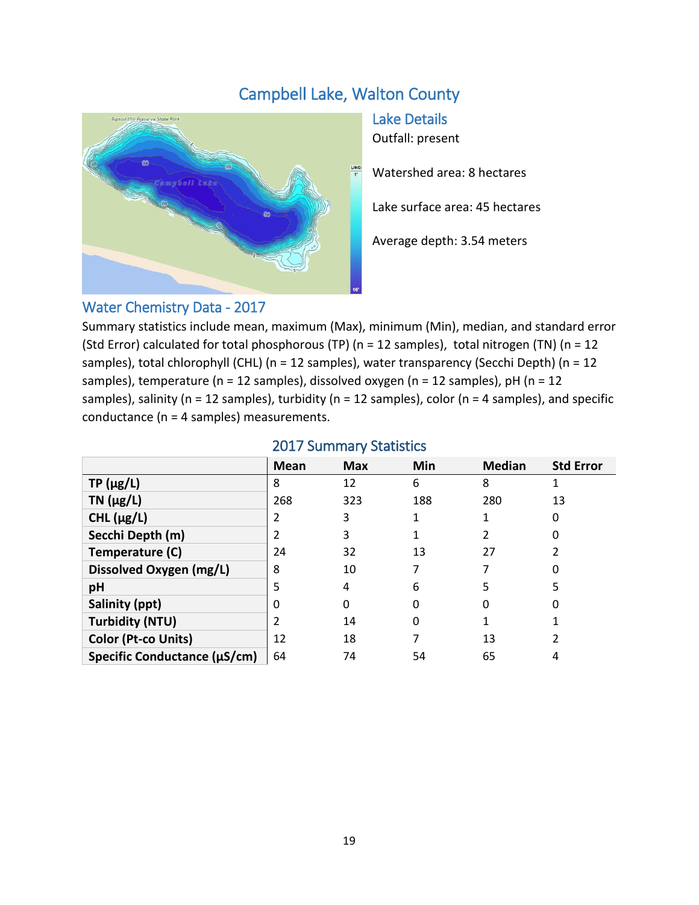# Campbell Lake, Walton County

## Lake Details

Outfall: present

Watershed area: 8 hectares

Lake surface area: 45 hectares

Average depth: 3.54 meters

## Water Chemistry Data - 2017

Summary statistics include mean, maximum (Max), minimum (Min), median, and standard error (Std Error) calculated for total phosphorous (TP) (n = 12 samples), total nitrogen (TN) (n = 12 samples), total chlorophyll (CHL) (n = 12 samples), water transparency (Secchi Depth) (n = 12 samples), temperature (n = 12 samples), dissolved oxygen (n = 12 samples), pH (n = 12 samples), salinity (n = 12 samples), turbidity (n = 12 samples), color (n = 4 samples), and specific conductance (n = 4 samples) measurements.

### 2017 Summary Statistics

| | Mean | Max | Min | Median | Std Error |
|---|---|---|---|---|---|
| **TP (µg/L)** | 8 | 12 | 6 | 8 | 1 |
| **TN (µg/L)** | 268 | 323 | 188 | 280 | 13 |
| **CHL (µg/L)** | 2 | 3 | 1 | 1 | 0 |
| **Secchi Depth (m)** | 2 | 3 | 1 | 2 | 0 |
| **Temperature (C)** | 24 | 32 | 13 | 27 | 2 |
| **Dissolved Oxygen (mg/L)** | 8 | 10 | 7 | 7 | 0 |
| **pH** | 5 | 4 | 6 | 5 | 5 |
| **Salinity (ppt)** | 0 | 0 | 0 | 0 | 0 |
| **Turbidity (NTU)** | 2 | 14 | 0 | 1 | 1 |
| **Color (Pt-co Units)** | 12 | 18 | 7 | 13 | 2 |
| **Specific Conductance (µS/cm)** | 64 | 74 | 54 | 65 | 4 |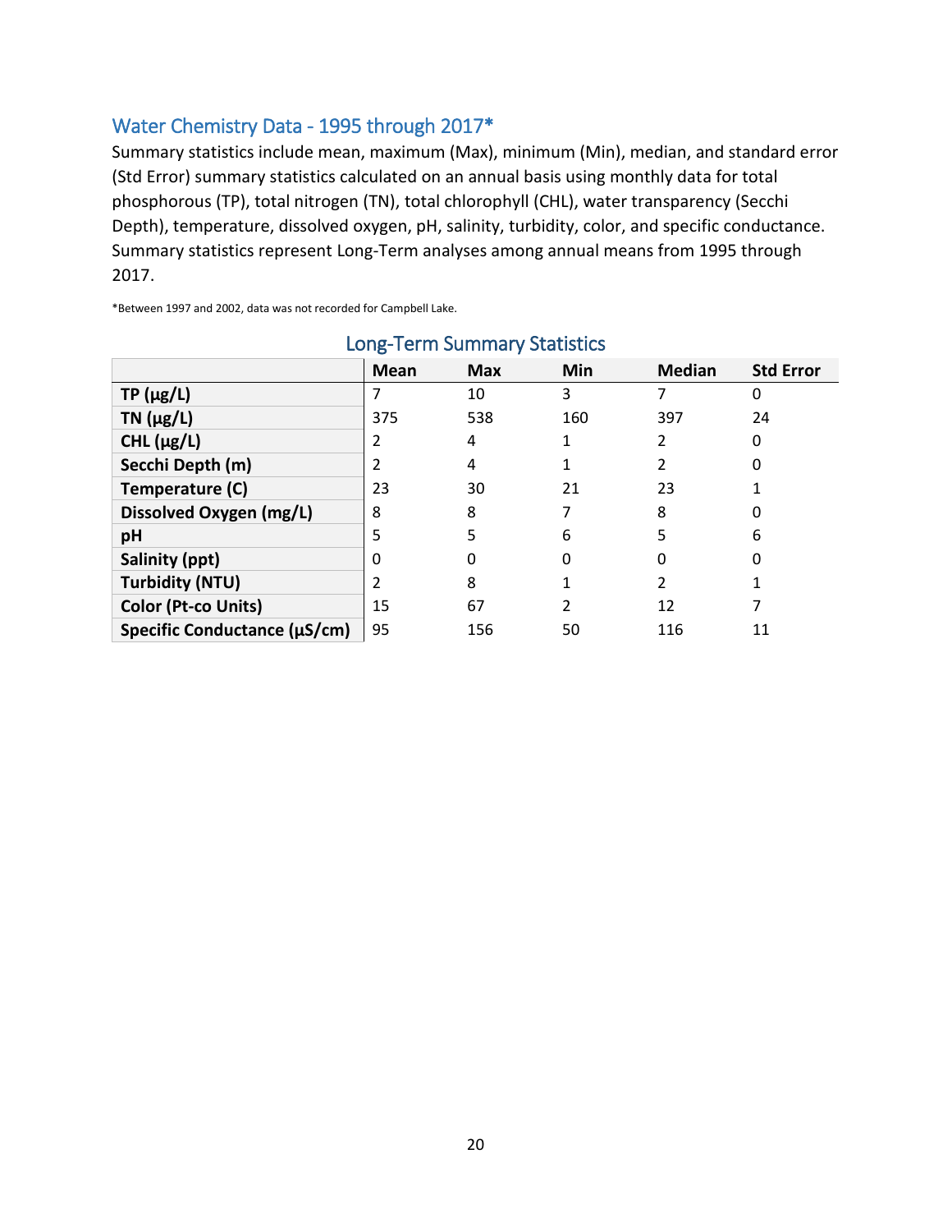## Water Chemistry Data - 1995 through 2017*

Summary statistics include mean, maximum (Max), minimum (Min), median, and standard error (Std Error) summary statistics calculated on an annual basis using monthly data for total phosphorous (TP), total nitrogen (TN), total chlorophyll (CHL), water transparency (Secchi Depth), temperature, dissolved oxygen, pH, salinity, turbidity, color, and specific conductance. Summary statistics represent Long-Term analyses among annual means from 1995 through 2017.

*Between 1997 and 2002, data was not recorded for Campbell Lake.

### Long-Term Summary Statistics

| | Mean | Max | Min | Median | Std Error |
|---|---|---|---|---|---|
| **TP (µg/L)** | 7 | 10 | 3 | 7 | 0 |
| **TN (µg/L)** | 375 | 538 | 160 | 397 | 24 |
| **CHL (µg/L)** | 2 | 4 | 1 | 2 | 0 |
| **Secchi Depth (m)** | 2 | 4 | 1 | 2 | 0 |
| **Temperature (C)** | 23 | 30 | 21 | 23 | 1 |
| **Dissolved Oxygen (mg/L)** | 8 | 8 | 7 | 8 | 0 |
| **pH** | 5 | 5 | 6 | 5 | 6 |
| **Salinity (ppt)** | 0 | 0 | 0 | 0 | 0 |
| **Turbidity (NTU)** | 2 | 8 | 1 | 2 | 1 |
| **Color (Pt-co Units)** | 15 | 67 | 2 | 12 | 7 |
| **Specific Conductance (µS/cm)** | 95 | 156 | 50 | 116 | 11 |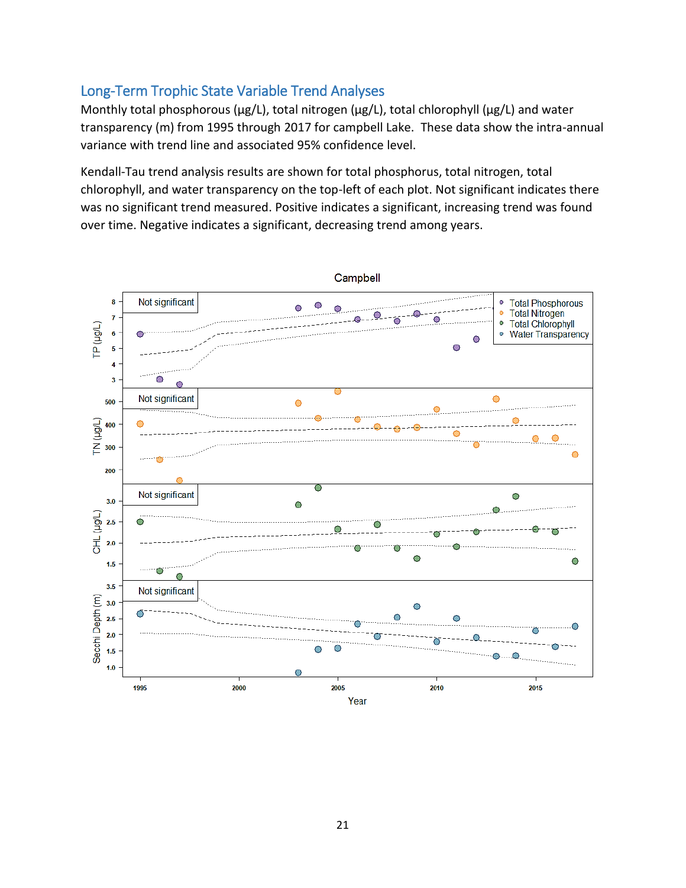## Long-Term Trophic State Variable Trend Analyses

Monthly total phosphorous (µg/L), total nitrogen (µg/L), total chlorophyll (µg/L) and water transparency (m) from 1995 through 2017 for campbell Lake. These data show the intra-annual variance with trend line and associated 95% confidence level.

Kendall-Tau trend analysis results are shown for total phosphorus, total nitrogen, total chlorophyll, and water transparency on the top-left of each plot. Not significant indicates there was no significant trend measured. Positive indicates a significant, increasing trend was found over time. Negative indicates a significant, decreasing trend among years.

Campbell

Not significant

TP (µg/L)

3
4
5
6
7
8

Total Phosphorous
Total Nitrogen
Total Chlorophyll
Water Transparency

Not significant

TN (µg/L)

200
300
400
500

Not significant

CHL (µg/L)

1.5
2.0
2.5
3.0

Not significant

Secchi Depth (m)

1.0
1.5
2.0
2.5
3.0
3.5

1995
2000
2005
2010
2015

Year